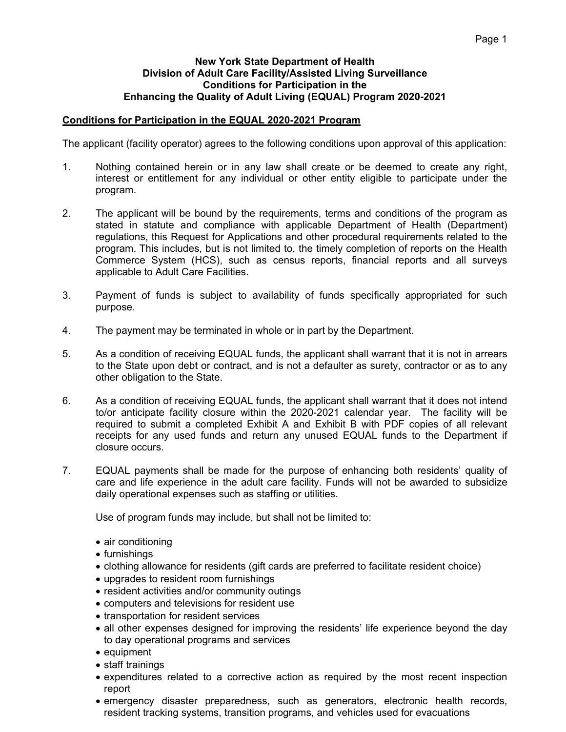**New York State Department of Health**
**Division of Adult Care Facility/Assisted Living Surveillance**
**Conditions for Participation in the**
**Enhancing the Quality of Adult Living (EQUAL) Program 2020-2021**

## Conditions for Participation in the EQUAL 2020-2021 Program

The applicant (facility operator) agrees to the following conditions upon approval of this application:

1. Nothing contained herein or in any law shall create or be deemed to create any right, interest or entitlement for any individual or other entity eligible to participate under the program.

2. The applicant will be bound by the requirements, terms and conditions of the program as stated in statute and compliance with applicable Department of Health (Department) regulations, this Request for Applications and other procedural requirements related to the program. This includes, but is not limited to, the timely completion of reports on the Health Commerce System (HCS), such as census reports, financial reports and all surveys applicable to Adult Care Facilities.

3. Payment of funds is subject to availability of funds specifically appropriated for such purpose.

4. The payment may be terminated in whole or in part by the Department.

5. As a condition of receiving EQUAL funds, the applicant shall warrant that it is not in arrears to the State upon debt or contract, and is not a defaulter as surety, contractor or as to any other obligation to the State.

6. As a condition of receiving EQUAL funds, the applicant shall warrant that it does not intend to/or anticipate facility closure within the 2020-2021 calendar year. The facility will be required to submit a completed Exhibit A and Exhibit B with PDF copies of all relevant receipts for any used funds and return any unused EQUAL funds to the Department if closure occurs.

7. EQUAL payments shall be made for the purpose of enhancing both residents' quality of care and life experience in the adult care facility. Funds will not be awarded to subsidize daily operational expenses such as staffing or utilities.

   Use of program funds may include, but shall not be limited to:

   - air conditioning
   - furnishings
   - clothing allowance for residents (gift cards are preferred to facilitate resident choice)
   - upgrades to resident room furnishings
   - resident activities and/or community outings
   - computers and televisions for resident use
   - transportation for resident services
   - all other expenses designed for improving the residents' life experience beyond the day to day operational programs and services
   - equipment
   - staff trainings
   - expenditures related to a corrective action as required by the most recent inspection report
   - emergency disaster preparedness, such as generators, electronic health records, resident tracking systems, transition programs, and vehicles used for evacuations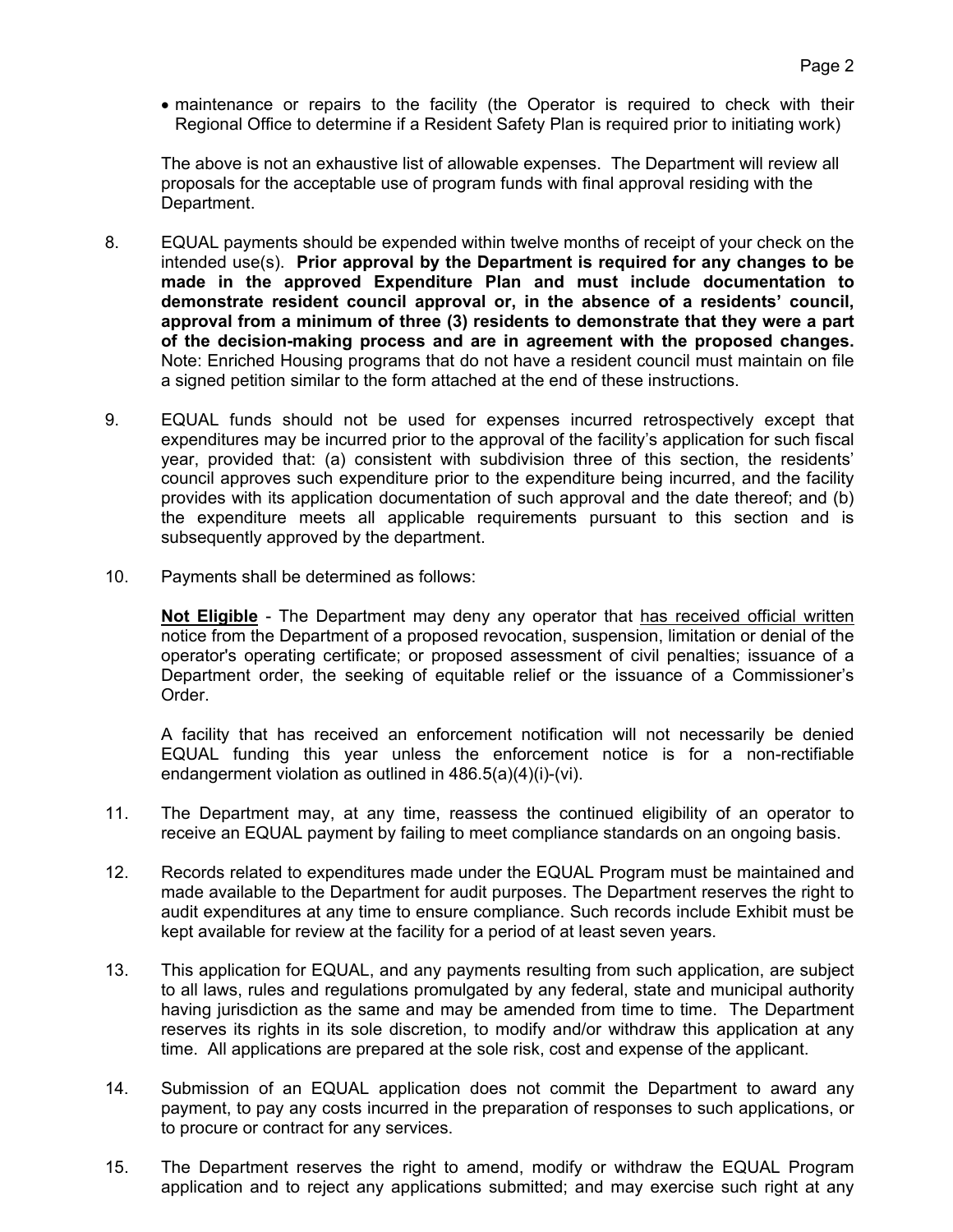- maintenance or repairs to the facility (the Operator is required to check with their Regional Office to determine if a Resident Safety Plan is required prior to initiating work)

The above is not an exhaustive list of allowable expenses. The Department will review all proposals for the acceptable use of program funds with final approval residing with the Department.

8. EQUAL payments should be expended within twelve months of receipt of your check on the intended use(s). **Prior approval by the Department is required for any changes to be made in the approved Expenditure Plan and must include documentation to demonstrate resident council approval or, in the absence of a residents' council, approval from a minimum of three (3) residents to demonstrate that they were a part of the decision-making process and are in agreement with the proposed changes.** Note: Enriched Housing programs that do not have a resident council must maintain on file a signed petition similar to the form attached at the end of these instructions.

9. EQUAL funds should not be used for expenses incurred retrospectively except that expenditures may be incurred prior to the approval of the facility's application for such fiscal year, provided that: (a) consistent with subdivision three of this section, the residents' council approves such expenditure prior to the expenditure being incurred, and the facility provides with its application documentation of such approval and the date thereof; and (b) the expenditure meets all applicable requirements pursuant to this section and is subsequently approved by the department.

10. Payments shall be determined as follows:

    **<u>Not Eligible</u>** - The Department may deny any operator that <u>has received official written</u> notice from the Department of a proposed revocation, suspension, limitation or denial of the operator's operating certificate; or proposed assessment of civil penalties; issuance of a Department order, the seeking of equitable relief or the issuance of a Commissioner's Order.

    A facility that has received an enforcement notification will not necessarily be denied EQUAL funding this year unless the enforcement notice is for a non-rectifiable endangerment violation as outlined in 486.5(a)(4)(i)-(vi).

11. The Department may, at any time, reassess the continued eligibility of an operator to receive an EQUAL payment by failing to meet compliance standards on an ongoing basis.

12. Records related to expenditures made under the EQUAL Program must be maintained and made available to the Department for audit purposes. The Department reserves the right to audit expenditures at any time to ensure compliance. Such records include Exhibit must be kept available for review at the facility for a period of at least seven years.

13. This application for EQUAL, and any payments resulting from such application, are subject to all laws, rules and regulations promulgated by any federal, state and municipal authority having jurisdiction as the same and may be amended from time to time. The Department reserves its rights in its sole discretion, to modify and/or withdraw this application at any time. All applications are prepared at the sole risk, cost and expense of the applicant.

14. Submission of an EQUAL application does not commit the Department to award any payment, to pay any costs incurred in the preparation of responses to such applications, or to procure or contract for any services.

15. The Department reserves the right to amend, modify or withdraw the EQUAL Program application and to reject any applications submitted; and may exercise such right at any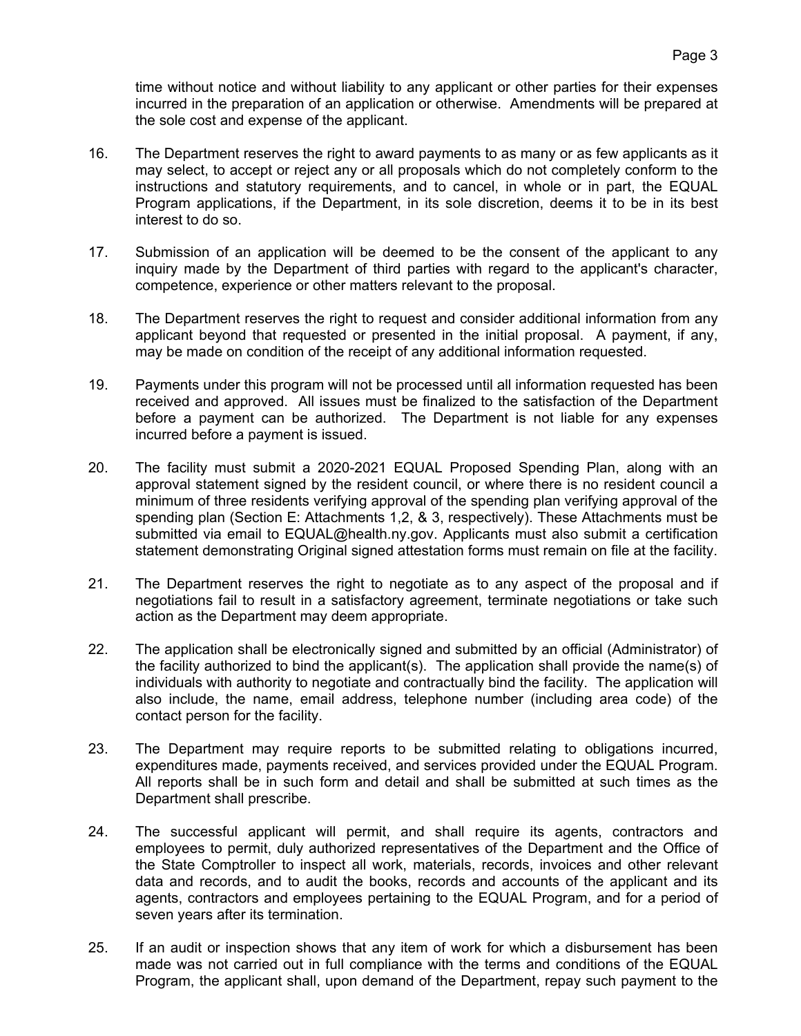time without notice and without liability to any applicant or other parties for their expenses incurred in the preparation of an application or otherwise. Amendments will be prepared at the sole cost and expense of the applicant.

16. The Department reserves the right to award payments to as many or as few applicants as it may select, to accept or reject any or all proposals which do not completely conform to the instructions and statutory requirements, and to cancel, in whole or in part, the EQUAL Program applications, if the Department, in its sole discretion, deems it to be in its best interest to do so.

17. Submission of an application will be deemed to be the consent of the applicant to any inquiry made by the Department of third parties with regard to the applicant's character, competence, experience or other matters relevant to the proposal.

18. The Department reserves the right to request and consider additional information from any applicant beyond that requested or presented in the initial proposal. A payment, if any, may be made on condition of the receipt of any additional information requested.

19. Payments under this program will not be processed until all information requested has been received and approved. All issues must be finalized to the satisfaction of the Department before a payment can be authorized. The Department is not liable for any expenses incurred before a payment is issued.

20. The facility must submit a 2020-2021 EQUAL Proposed Spending Plan, along with an approval statement signed by the resident council, or where there is no resident council a minimum of three residents verifying approval of the spending plan verifying approval of the spending plan (Section E: Attachments 1,2, & 3, respectively). These Attachments must be submitted via email to EQUAL@health.ny.gov. Applicants must also submit a certification statement demonstrating Original signed attestation forms must remain on file at the facility.

21. The Department reserves the right to negotiate as to any aspect of the proposal and if negotiations fail to result in a satisfactory agreement, terminate negotiations or take such action as the Department may deem appropriate.

22. The application shall be electronically signed and submitted by an official (Administrator) of the facility authorized to bind the applicant(s). The application shall provide the name(s) of individuals with authority to negotiate and contractually bind the facility. The application will also include, the name, email address, telephone number (including area code) of the contact person for the facility.

23. The Department may require reports to be submitted relating to obligations incurred, expenditures made, payments received, and services provided under the EQUAL Program. All reports shall be in such form and detail and shall be submitted at such times as the Department shall prescribe.

24. The successful applicant will permit, and shall require its agents, contractors and employees to permit, duly authorized representatives of the Department and the Office of the State Comptroller to inspect all work, materials, records, invoices and other relevant data and records, and to audit the books, records and accounts of the applicant and its agents, contractors and employees pertaining to the EQUAL Program, and for a period of seven years after its termination.

25. If an audit or inspection shows that any item of work for which a disbursement has been made was not carried out in full compliance with the terms and conditions of the EQUAL Program, the applicant shall, upon demand of the Department, repay such payment to the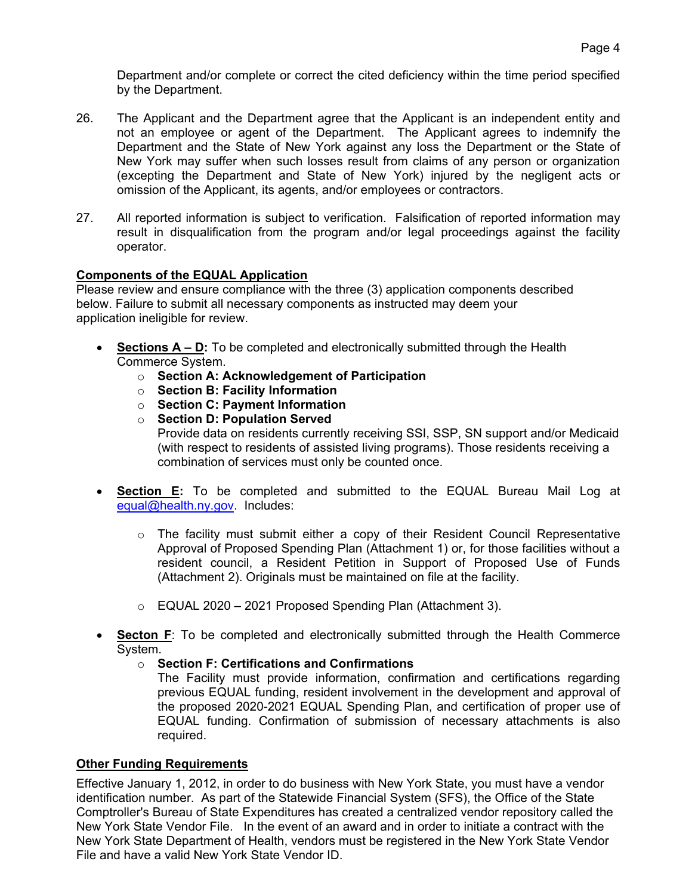Department and/or complete or correct the cited deficiency within the time period specified by the Department.

26. The Applicant and the Department agree that the Applicant is an independent entity and not an employee or agent of the Department. The Applicant agrees to indemnify the Department and the State of New York against any loss the Department or the State of New York may suffer when such losses result from claims of any person or organization (excepting the Department and State of New York) injured by the negligent acts or omission of the Applicant, its agents, and/or employees or contractors.

27. All reported information is subject to verification. Falsification of reported information may result in disqualification from the program and/or legal proceedings against the facility operator.

**Components of the EQUAL Application**

Please review and ensure compliance with the three (3) application components described below. Failure to submit all necessary components as instructed may deem your application ineligible for review.

- **Sections A – D:** To be completed and electronically submitted through the Health Commerce System.
  - **Section A: Acknowledgement of Participation**
  - **Section B: Facility Information**
  - **Section C: Payment Information**
  - **Section D: Population Served**
    Provide data on residents currently receiving SSI, SSP, SN support and/or Medicaid (with respect to residents of assisted living programs). Those residents receiving a combination of services must only be counted once.

- **Section E:** To be completed and submitted to the EQUAL Bureau Mail Log at equal@health.ny.gov. Includes:

  - The facility must submit either a copy of their Resident Council Representative Approval of Proposed Spending Plan (Attachment 1) or, for those facilities without a resident council, a Resident Petition in Support of Proposed Use of Funds (Attachment 2). Originals must be maintained on file at the facility.

  - EQUAL 2020 – 2021 Proposed Spending Plan (Attachment 3).

- **Secton F**: To be completed and electronically submitted through the Health Commerce System.
  - **Section F: Certifications and Confirmations**
    The Facility must provide information, confirmation and certifications regarding previous EQUAL funding, resident involvement in the development and approval of the proposed 2020-2021 EQUAL Spending Plan, and certification of proper use of EQUAL funding. Confirmation of submission of necessary attachments is also required.

**Other Funding Requirements**

Effective January 1, 2012, in order to do business with New York State, you must have a vendor identification number. As part of the Statewide Financial System (SFS), the Office of the State Comptroller's Bureau of State Expenditures has created a centralized vendor repository called the New York State Vendor File. In the event of an award and in order to initiate a contract with the New York State Department of Health, vendors must be registered in the New York State Vendor File and have a valid New York State Vendor ID.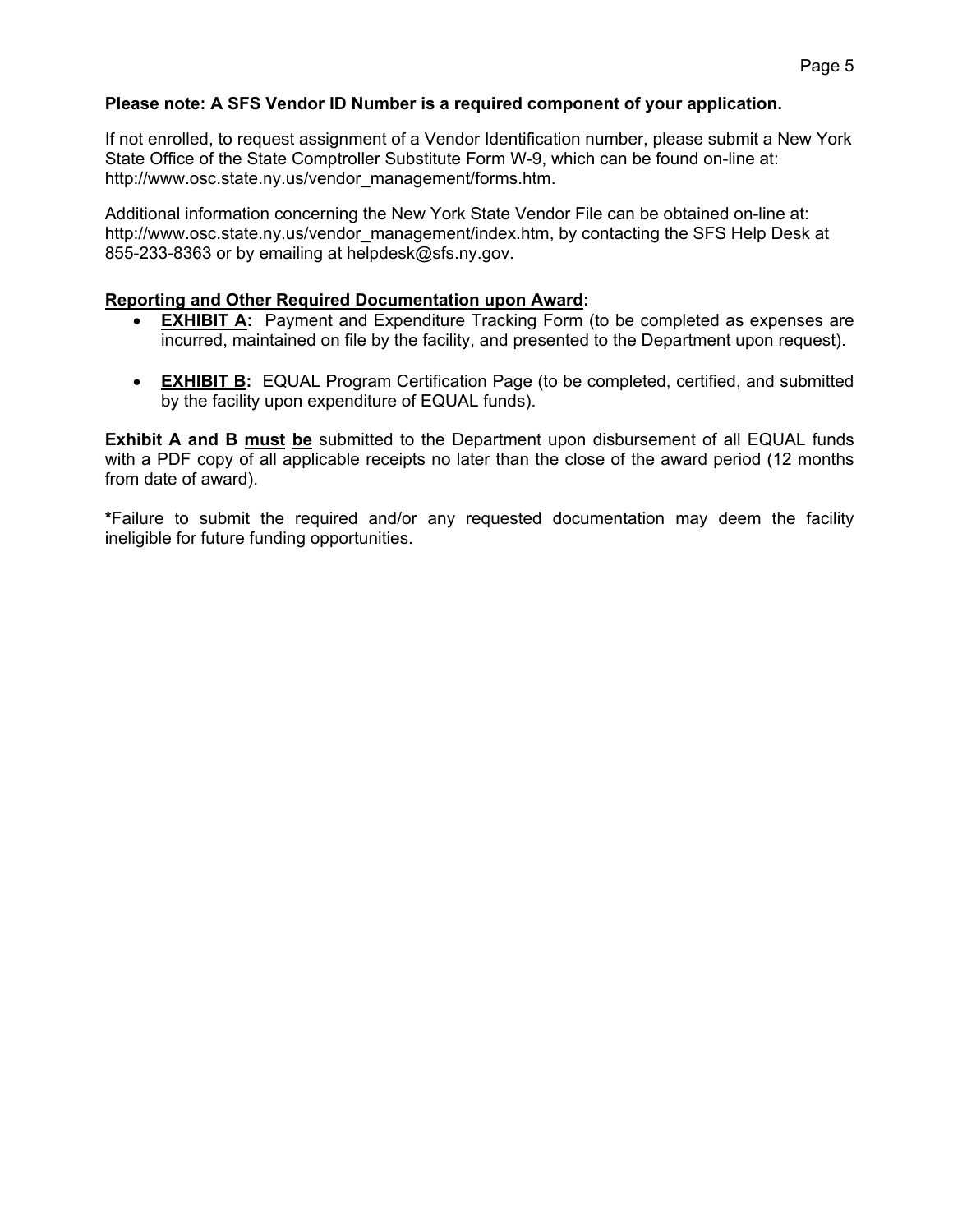**Please note: A SFS Vendor ID Number is a required component of your application.**

If not enrolled, to request assignment of a Vendor Identification number, please submit a New York State Office of the State Comptroller Substitute Form W-9, which can be found on-line at: http://www.osc.state.ny.us/vendor_management/forms.htm.

Additional information concerning the New York State Vendor File can be obtained on-line at: http://www.osc.state.ny.us/vendor_management/index.htm, by contacting the SFS Help Desk at 855-233-8363 or by emailing at helpdesk@sfs.ny.gov.

**Reporting and Other Required Documentation upon Award:**

- **EXHIBIT A:** Payment and Expenditure Tracking Form (to be completed as expenses are incurred, maintained on file by the facility, and presented to the Department upon request).
- **EXHIBIT B:** EQUAL Program Certification Page (to be completed, certified, and submitted by the facility upon expenditure of EQUAL funds).

**Exhibit A and B must be** submitted to the Department upon disbursement of all EQUAL funds with a PDF copy of all applicable receipts no later than the close of the award period (12 months from date of award).

**\***Failure to submit the required and/or any requested documentation may deem the facility ineligible for future funding opportunities.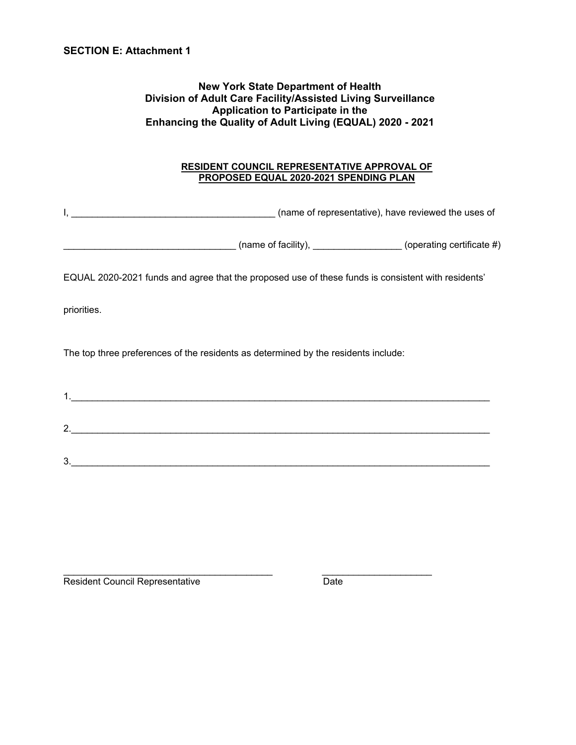**SECTION E: Attachment 1**

**New York State Department of Health**
**Division of Adult Care Facility/Assisted Living Surveillance**
**Application to Participate in the**
**Enhancing the Quality of Adult Living (EQUAL) 2020 - 2021**

**RESIDENT COUNCIL REPRESENTATIVE APPROVAL OF PROPOSED EQUAL 2020-2021 SPENDING PLAN**

I, _______________________________________ (name of representative), have reviewed the uses of

________________________________ (name of facility), ________________ (operating certificate #)

EQUAL 2020-2021 funds and agree that the proposed use of these funds is consistent with residents' priorities.

The top three preferences of the residents as determined by the residents include:

1.________________________________________________________________________________

2.________________________________________________________________________________

3.________________________________________________________________________________

________________________________________ Resident Council Representative

____________________ Date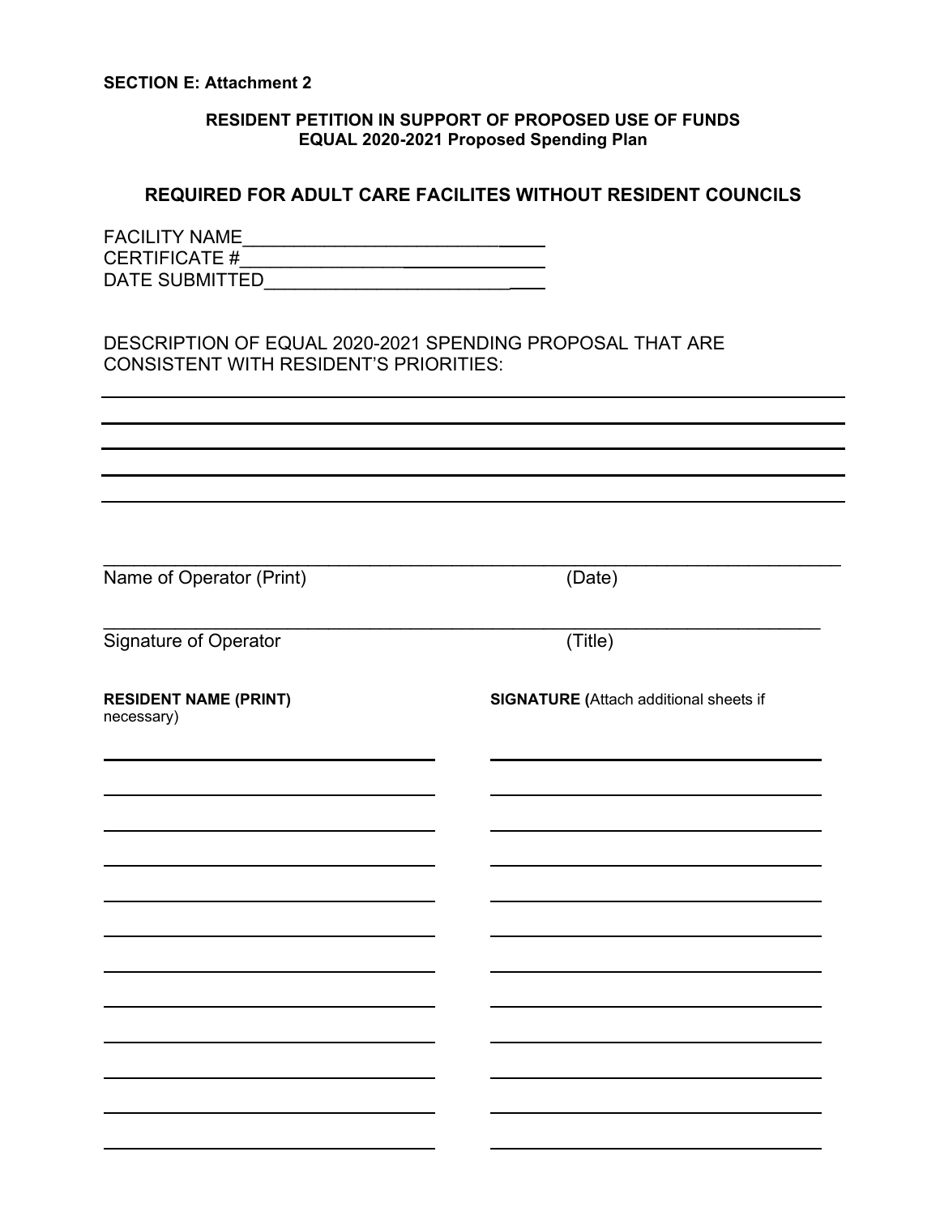**SECTION E: Attachment 2**

**RESIDENT PETITION IN SUPPORT OF PROPOSED USE OF FUNDS**
**EQUAL 2020-2021 Proposed Spending Plan**

## REQUIRED FOR ADULT CARE FACILITES WITHOUT RESIDENT COUNCILS

FACILITY NAME______________________________
CERTIFICATE #______________________________
DATE SUBMITTED______________________________

DESCRIPTION OF EQUAL 2020-2021 SPENDING PROPOSAL THAT ARE CONSISTENT WITH RESIDENT'S PRIORITIES:

______________________________________________________________________________
______________________________________________________________________________
______________________________________________________________________________
______________________________________________________________________________
______________________________________________________________________________

______________________________________________________________________________
Name of Operator (Print) (Date)

______________________________________________________________________________
Signature of Operator (Title)

| **RESIDENT NAME (PRINT)** | **SIGNATURE (**Attach additional sheets if necessary) |
|---|---|
| | |
| | |
| | |
| | |
| | |
| | |
| | |
| | |
| | |
| | |
| | |
| | |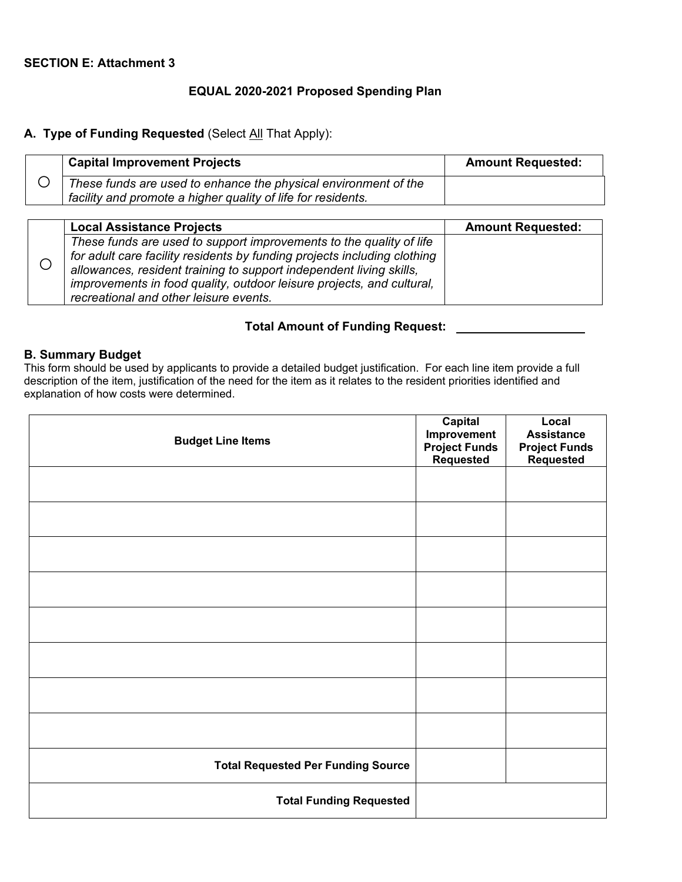**SECTION E: Attachment 3**

## EQUAL 2020-2021 Proposed Spending Plan

### A. Type of Funding Requested (Select All That Apply):

| | Capital Improvement Projects | Amount Requested: |
|---|---|---|
| ○ | *These funds are used to enhance the physical environment of the facility and promote a higher quality of life for residents.* | |

| | Local Assistance Projects | Amount Requested: |
|---|---|---|
| ○ | *These funds are used to support improvements to the quality of life for adult care facility residents by funding projects including clothing allowances, resident training to support independent living skills, improvements in food quality, outdoor leisure projects, and cultural, recreational and other leisure events.* | |

**Total Amount of Funding Request:** ____________________

### B. Summary Budget

This form should be used by applicants to provide a detailed budget justification. For each line item provide a full description of the item, justification of the need for the item as it relates to the resident priorities identified and explanation of how costs were determined.

| Budget Line Items | Capital Improvement Project Funds Requested | Local Assistance Project Funds Requested |
|---|---|---|
| | | |
| | | |
| | | |
| | | |
| | | |
| | | |
| | | |
| | | |
| **Total Requested Per Funding Source** | | |
| **Total Funding Requested** | | |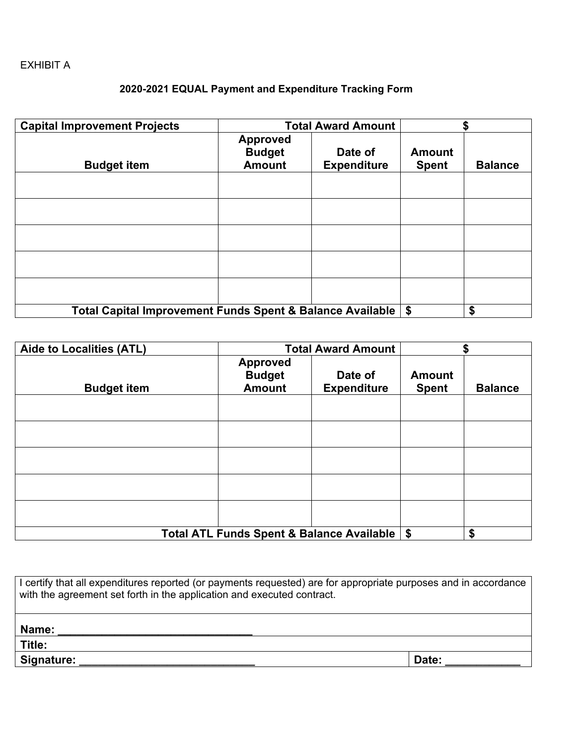EXHIBIT A

**2020-2021 EQUAL Payment and Expenditure Tracking Form**

| **Capital Improvement Projects** | **Total Award Amount** | | **$** | |
|---|---|---|---|---|
| **Budget item** | **Approved Budget Amount** | **Date of Expenditure** | **Amount Spent** | **Balance** |
| | | | | |
| | | | | |
| | | | | |
| | | | | |
| | | | | |
| **Total Capital Improvement Funds Spent & Balance Available** | | | **$** | **$** |

| **Aide to Localities (ATL)** | **Total Award Amount** | | **$** | |
|---|---|---|---|---|
| **Budget item** | **Approved Budget Amount** | **Date of Expenditure** | **Amount Spent** | **Balance** |
| | | | | |
| | | | | |
| | | | | |
| | | | | |
| | | | | |
| **Total ATL Funds Spent & Balance Available** | | | **$** | **$** |

| | |
|---|---|
| I certify that all expenditures reported (or payments requested) are for appropriate purposes and in accordance with the agreement set forth in the application and executed contract. | |
| **Name:** ______________________________ | |
| **Title:** | |
| **Signature:** ___________________________ | **Date:** ___________ |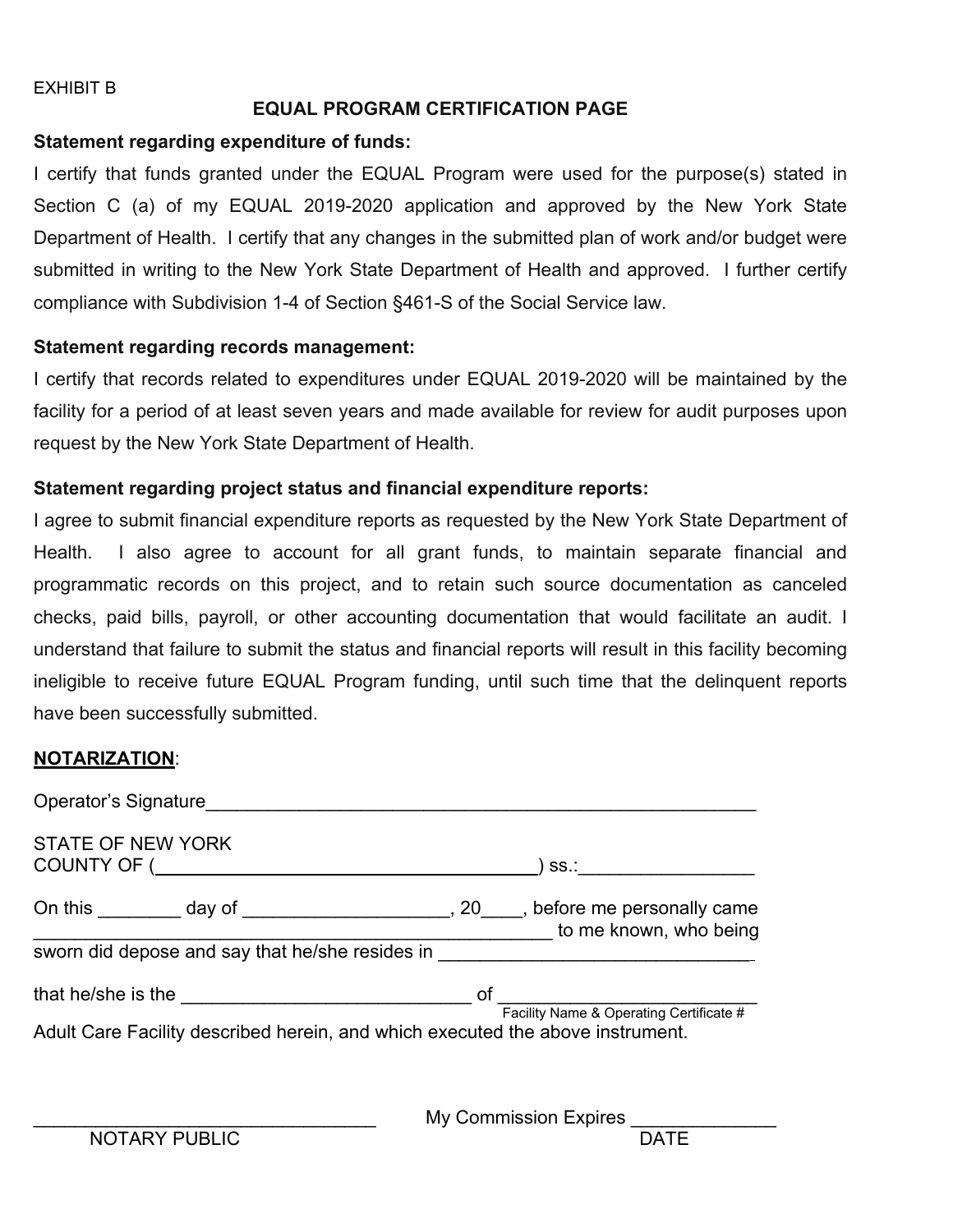EXHIBIT B

## EQUAL PROGRAM CERTIFICATION PAGE

**Statement regarding expenditure of funds:**

I certify that funds granted under the EQUAL Program were used for the purpose(s) stated in Section C (a) of my EQUAL 2019-2020 application and approved by the New York State Department of Health. I certify that any changes in the submitted plan of work and/or budget were submitted in writing to the New York State Department of Health and approved. I further certify compliance with Subdivision 1-4 of Section §461-S of the Social Service law.

**Statement regarding records management:**

I certify that records related to expenditures under EQUAL 2019-2020 will be maintained by the facility for a period of at least seven years and made available for review for audit purposes upon request by the New York State Department of Health.

**Statement regarding project status and financial expenditure reports:**

I agree to submit financial expenditure reports as requested by the New York State Department of Health. I also agree to account for all grant funds, to maintain separate financial and programmatic records on this project, and to retain such source documentation as canceled checks, paid bills, payroll, or other accounting documentation that would facilitate an audit. I understand that failure to submit the status and financial reports will result in this facility becoming ineligible to receive future EQUAL Program funding, until such time that the delinquent reports have been successfully submitted.

**NOTARIZATION**:

Operator's Signature_______________________________________________________

STATE OF NEW YORK
COUNTY OF (____________________________________) ss.:_________________

On this ________ day of ____________________, 20____, before me personally came _________________________________________________ to me known, who being sworn did depose and say that he/she resides in _______________________________

that he/she is the ____________________________ of _________________________
Facility Name & Operating Certificate #
Adult Care Facility described herein, and which executed the above instrument.

________________________________ NOTARY PUBLIC

My Commission Expires ______________ DATE